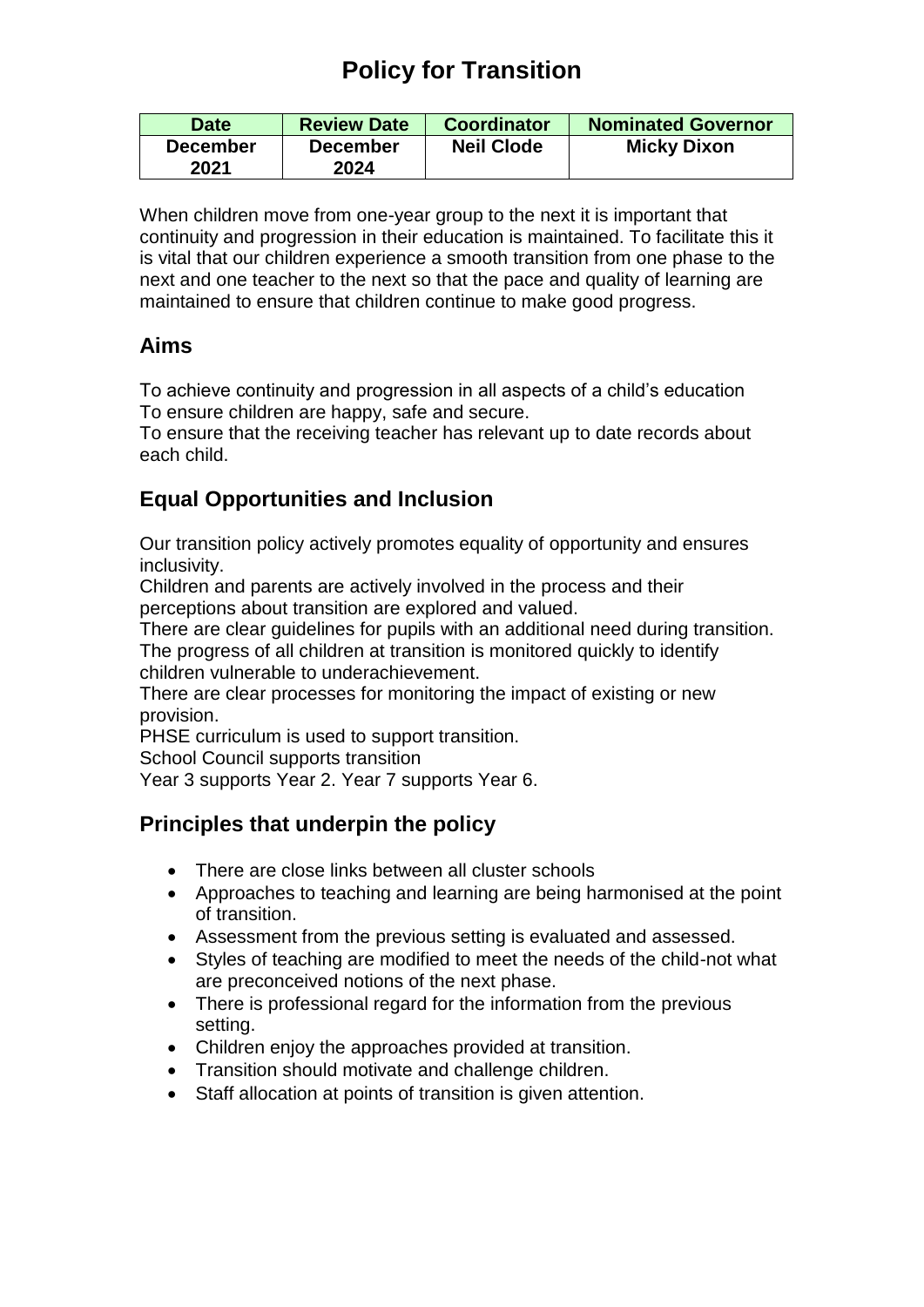# Policy for Transition

| Date | Review Date | Coordinator | Nominated Governor |
| --- | --- | --- | --- |
| December 2021 | December 2024 | Neil Clode | Micky Dixon |

When children move from one-year group to the next it is important that continuity and progression in their education is maintained. To facilitate this it is vital that our children experience a smooth transition from one phase to the next and one teacher to the next so that the pace and quality of learning are maintained to ensure that children continue to make good progress.

## Aims

To achieve continuity and progression in all aspects of a child's education
To ensure children are happy, safe and secure.
To ensure that the receiving teacher has relevant up to date records about each child.

## Equal Opportunities and Inclusion

Our transition policy actively promotes equality of opportunity and ensures inclusivity.
Children and parents are actively involved in the process and their perceptions about transition are explored and valued.
There are clear guidelines for pupils with an additional need during transition.
The progress of all children at transition is monitored quickly to identify children vulnerable to underachievement.
There are clear processes for monitoring the impact of existing or new provision.
PHSE curriculum is used to support transition.
School Council supports transition
Year 3 supports Year 2. Year 7 supports Year 6.

## Principles that underpin the policy

- There are close links between all cluster schools
- Approaches to teaching and learning are being harmonised at the point of transition.
- Assessment from the previous setting is evaluated and assessed.
- Styles of teaching are modified to meet the needs of the child-not what are preconceived notions of the next phase.
- There is professional regard for the information from the previous setting.
- Children enjoy the approaches provided at transition.
- Transition should motivate and challenge children.
- Staff allocation at points of transition is given attention.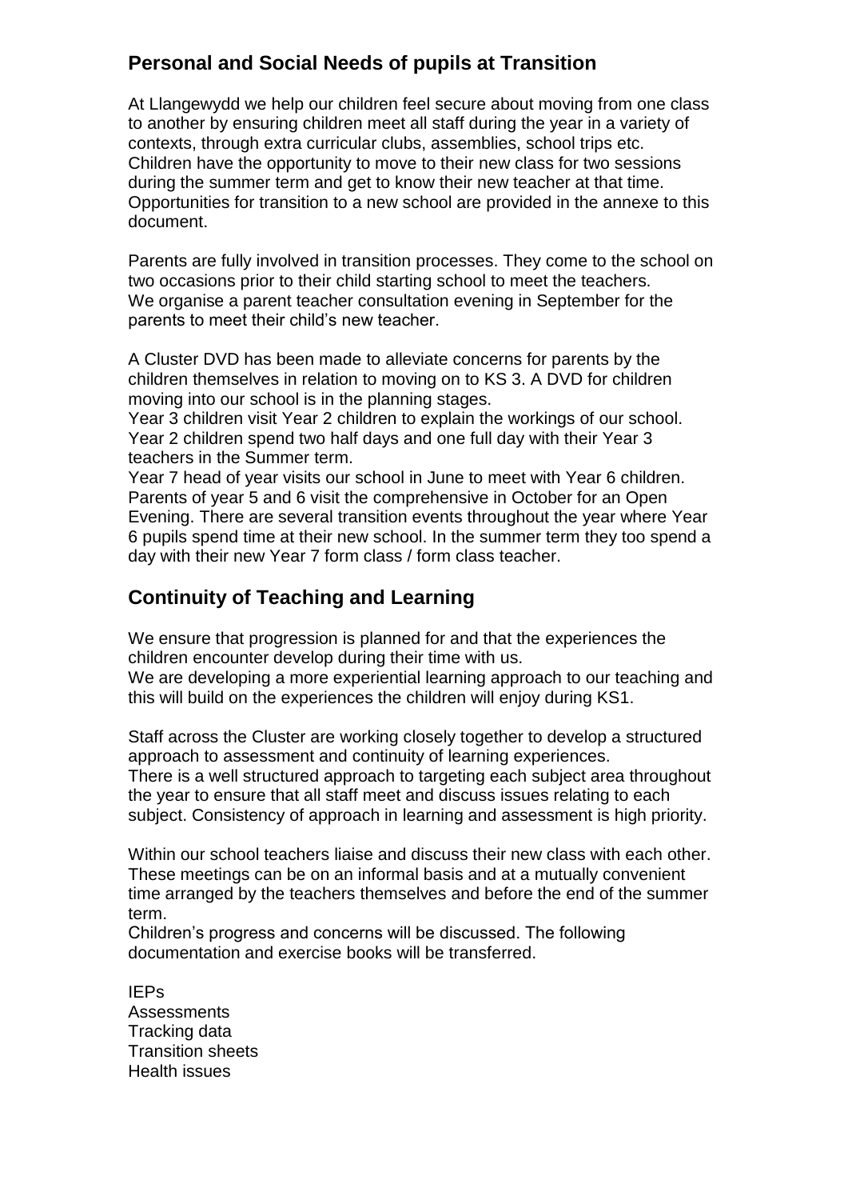## Personal and Social Needs of pupils at Transition

At Llangewydd we help our children feel secure about moving from one class to another by ensuring children meet all staff during the year in a variety of contexts, through extra curricular clubs, assemblies, school trips etc. Children have the opportunity to move to their new class for two sessions during the summer term and get to know their new teacher at that time. Opportunities for transition to a new school are provided in the annexe to this document.

Parents are fully involved in transition processes. They come to the school on two occasions prior to their child starting school to meet the teachers. We organise a parent teacher consultation evening in September for the parents to meet their child's new teacher.

A Cluster DVD has been made to alleviate concerns for parents by the children themselves in relation to moving on to KS 3. A DVD for children moving into our school is in the planning stages.
Year 3 children visit Year 2 children to explain the workings of our school. Year 2 children spend two half days and one full day with their Year 3 teachers in the Summer term.
Year 7 head of year visits our school in June to meet with Year 6 children. Parents of year 5 and 6 visit the comprehensive in October for an Open Evening. There are several transition events throughout the year where Year 6 pupils spend time at their new school. In the summer term they too spend a day with their new Year 7 form class / form class teacher.

## Continuity of Teaching and Learning

We ensure that progression is planned for and that the experiences the children encounter develop during their time with us.
We are developing a more experiential learning approach to our teaching and this will build on the experiences the children will enjoy during KS1.

Staff across the Cluster are working closely together to develop a structured approach to assessment and continuity of learning experiences.
There is a well structured approach to targeting each subject area throughout the year to ensure that all staff meet and discuss issues relating to each subject. Consistency of approach in learning and assessment is high priority.

Within our school teachers liaise and discuss their new class with each other. These meetings can be on an informal basis and at a mutually convenient time arranged by the teachers themselves and before the end of the summer term.
Children's progress and concerns will be discussed. The following documentation and exercise books will be transferred.

IEPs
Assessments
Tracking data
Transition sheets
Health issues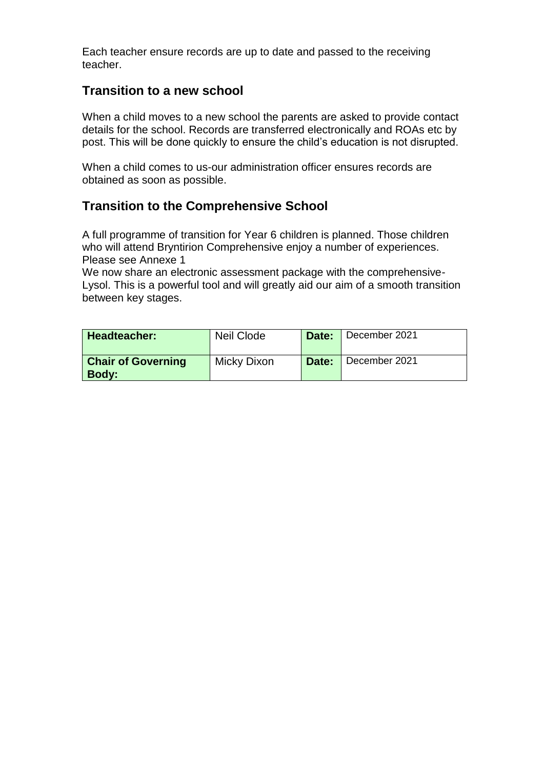Each teacher ensure records are up to date and passed to the receiving teacher.

## Transition to a new school

When a child moves to a new school the parents are asked to provide contact details for the school. Records are transferred electronically and ROAs etc by post. This will be done quickly to ensure the child's education is not disrupted.

When a child comes to us-our administration officer ensures records are obtained as soon as possible.

## Transition to the Comprehensive School

A full programme of transition for Year 6 children is planned. Those children who will attend Bryntirion Comprehensive enjoy a number of experiences. Please see Annexe 1

We now share an electronic assessment package with the comprehensive-Lysol. This is a powerful tool and will greatly aid our aim of a smooth transition between key stages.

| | | | |
|---|---|---|---|
| **Headteacher:** | Neil Clode | **Date:** | December 2021 |
| **Chair of Governing Body:** | Micky Dixon | **Date:** | December 2021 |